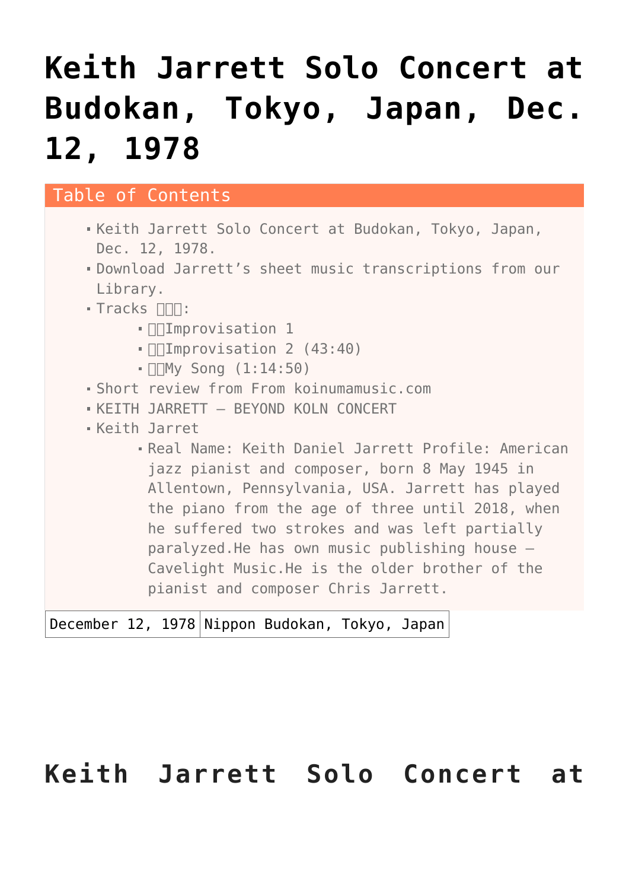# Keith Jarrett Solo Concert at Budokan, Tokyo, Japan, Dec. 12, 1978

Table of Contents

- Keith Jarrett Solo Concert at Budokan, Tokyo, Japan, Dec. 12, 1978.
- Download Jarrett's sheet music transcriptions from our Library.
- Tracks □□□:
  - □□Improvisation 1
  - □□Improvisation 2 (43:40)
  - □□My Song (1:14:50)
- Short review from From koinumamusic.com
- KEITH JARRETT – BEYOND KOLN CONCERT
- Keith Jarret
  - Real Name: Keith Daniel Jarrett Profile: American jazz pianist and composer, born 8 May 1945 in Allentown, Pennsylvania, USA. Jarrett has played the piano from the age of three until 2018, when he suffered two strokes and was left partially paralyzed.He has own music publishing house – Cavelight Music.He is the older brother of the pianist and composer Chris Jarrett.

| December 12, 1978 | Nippon Budokan, Tokyo, Japan |
|---|---|

# Keith Jarrett Solo Concert at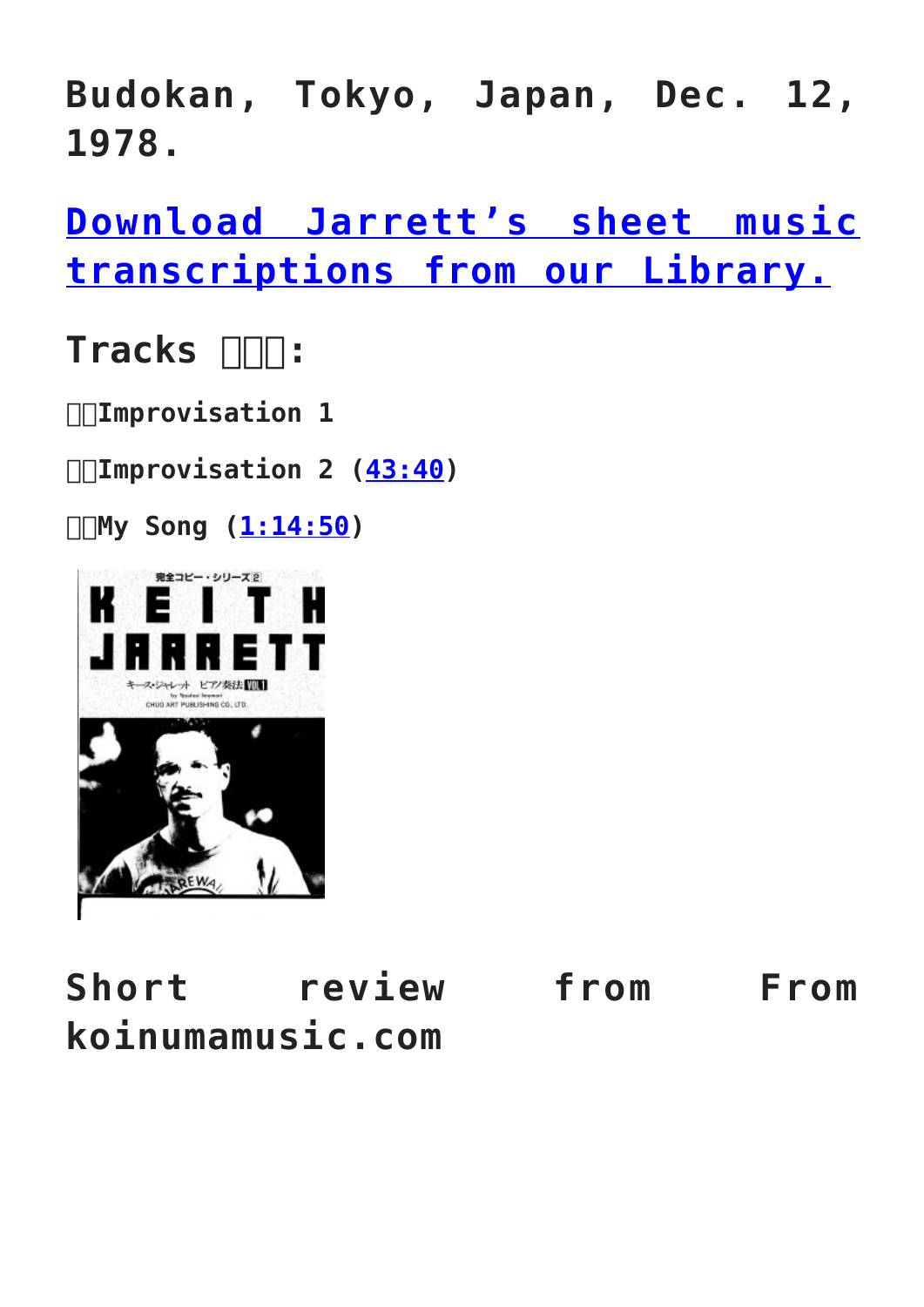## Budokan, Tokyo, Japan, Dec. 12, 1978.

## Download Jarrett's sheet music transcriptions from our Library.

## Tracks 曲目表:

**Improvisation 1**

**Improvisation 2 (43:40)**

**My Song (1:14:50)**

## Short review from From koinumamusic.com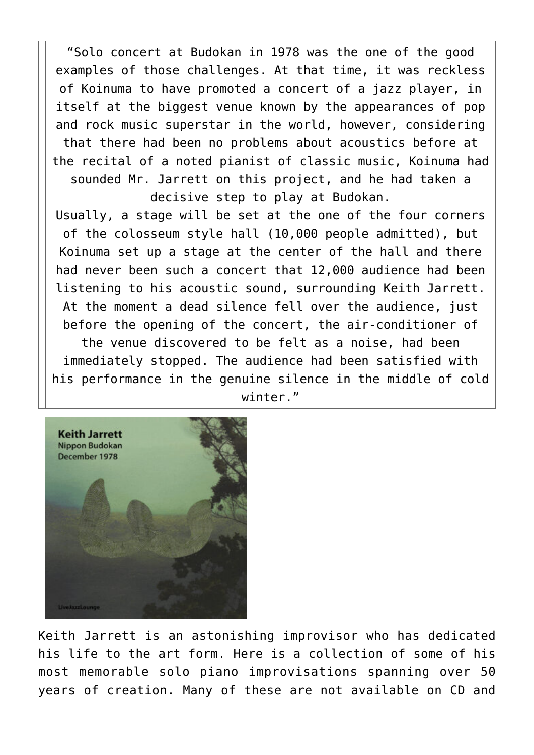> "Solo concert at Budokan in 1978 was the one of the good examples of those challenges. At that time, it was reckless of Koinuma to have promoted a concert of a jazz player, in itself at the biggest venue known by the appearances of pop and rock music superstar in the world, however, considering that there had been no problems about acoustics before at the recital of a noted pianist of classic music, Koinuma had sounded Mr. Jarrett on this project, and he had taken a decisive step to play at Budokan.
> Usually, a stage will be set at the one of the four corners of the colosseum style hall (10,000 people admitted), but Koinuma set up a stage at the center of the hall and there had never been such a concert that 12,000 audience had been listening to his acoustic sound, surrounding Keith Jarrett. At the moment a dead silence fell over the audience, just before the opening of the concert, the air-conditioner of the venue discovered to be felt as a noise, had been immediately stopped. The audience had been satisfied with his performance in the genuine silence in the middle of cold winter."

Keith Jarrett
Nippon Budokan
December 1978

Keith Jarrett is an astonishing improvisor who has dedicated his life to the art form. Here is a collection of some of his most memorable solo piano improvisations spanning over 50 years of creation. Many of these are not available on CD and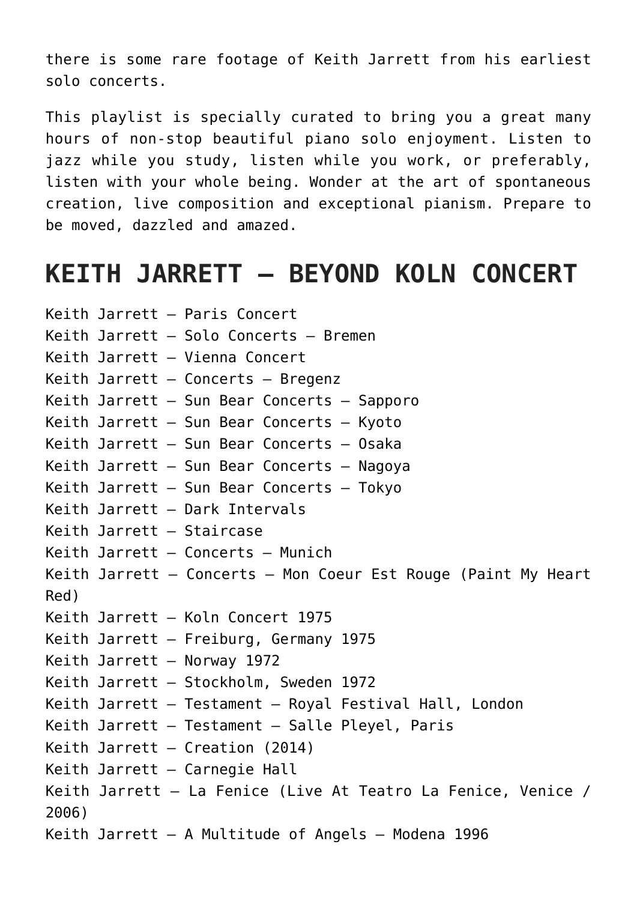there is some rare footage of Keith Jarrett from his earliest solo concerts.

This playlist is specially curated to bring you a great many hours of non-stop beautiful piano solo enjoyment. Listen to jazz while you study, listen while you work, or preferably, listen with your whole being. Wonder at the art of spontaneous creation, live composition and exceptional pianism. Prepare to be moved, dazzled and amazed.

## KEITH JARRETT – BEYOND KOLN CONCERT

Keith Jarrett – Paris Concert
Keith Jarrett – Solo Concerts – Bremen
Keith Jarrett – Vienna Concert
Keith Jarrett – Concerts – Bregenz
Keith Jarrett – Sun Bear Concerts – Sapporo
Keith Jarrett – Sun Bear Concerts – Kyoto
Keith Jarrett – Sun Bear Concerts – Osaka
Keith Jarrett – Sun Bear Concerts – Nagoya
Keith Jarrett – Sun Bear Concerts – Tokyo
Keith Jarrett – Dark Intervals
Keith Jarrett – Staircase
Keith Jarrett – Concerts – Munich
Keith Jarrett – Concerts – Mon Coeur Est Rouge (Paint My Heart Red)
Keith Jarrett – Koln Concert 1975
Keith Jarrett – Freiburg, Germany 1975
Keith Jarrett – Norway 1972
Keith Jarrett – Stockholm, Sweden 1972
Keith Jarrett – Testament – Royal Festival Hall, London
Keith Jarrett – Testament – Salle Pleyel, Paris
Keith Jarrett – Creation (2014)
Keith Jarrett – Carnegie Hall
Keith Jarrett – La Fenice (Live At Teatro La Fenice, Venice / 2006)
Keith Jarrett – A Multitude of Angels – Modena 1996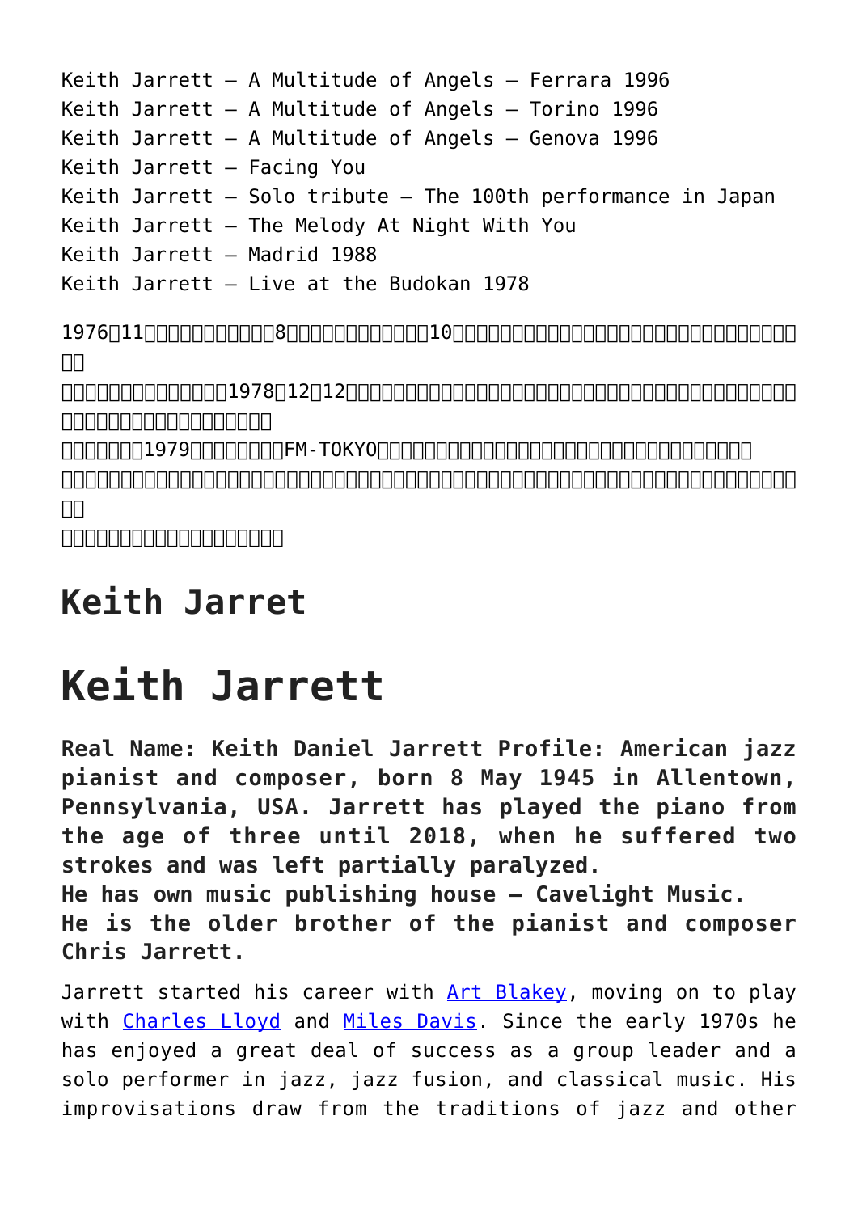Keith Jarrett – A Multitude of Angels – Ferrara 1996
Keith Jarrett – A Multitude of Angels – Torino 1996
Keith Jarrett – A Multitude of Angels – Genova 1996
Keith Jarrett – Facing You
Keith Jarrett – Solo tribute – The 100th performance in Japan
Keith Jarrett – The Melody At Night With You
Keith Jarrett – Madrid 1988
Keith Jarrett – Live at the Budokan 1978

1976□11□□□□□□□□□□8□□□□□□□□□□□10□□□□□□□□□□□□□□□□□□□□□□□□□□□□□□□
□□
□□□□□□□□□□□□□□1978□12□12□□□□□□□□□□□□□□□□□□□□□□□□□□□□□□□□□□□□□□□□□
□□□□□□□□□□□□□□□□□□□
□□□□□□□1979□□□□□□□□FM-TOKYO□□□□□□□□□□□□□□□□□□□□□□□□□□□□□□□□□□□
□□□□□□□□□□□□□□□□□□□□□□□□□□□□□□□□□□□□□□□□□□□□□□□□□□□□□□□□□□□□□
□□
□□□□□□□□□□□□□□□□□□□□

## Keith Jarret

# Keith Jarrett

**Real Name: Keith Daniel Jarrett Profile: American jazz pianist and composer, born 8 May 1945 in Allentown, Pennsylvania, USA. Jarrett has played the piano from the age of three until 2018, when he suffered two strokes and was left partially paralyzed.**
**He has own music publishing house – Cavelight Music.**
**He is the older brother of the pianist and composer Chris Jarrett.**

Jarrett started his career with Art Blakey, moving on to play with Charles Lloyd and Miles Davis. Since the early 1970s he has enjoyed a great deal of success as a group leader and a solo performer in jazz, jazz fusion, and classical music. His improvisations draw from the traditions of jazz and other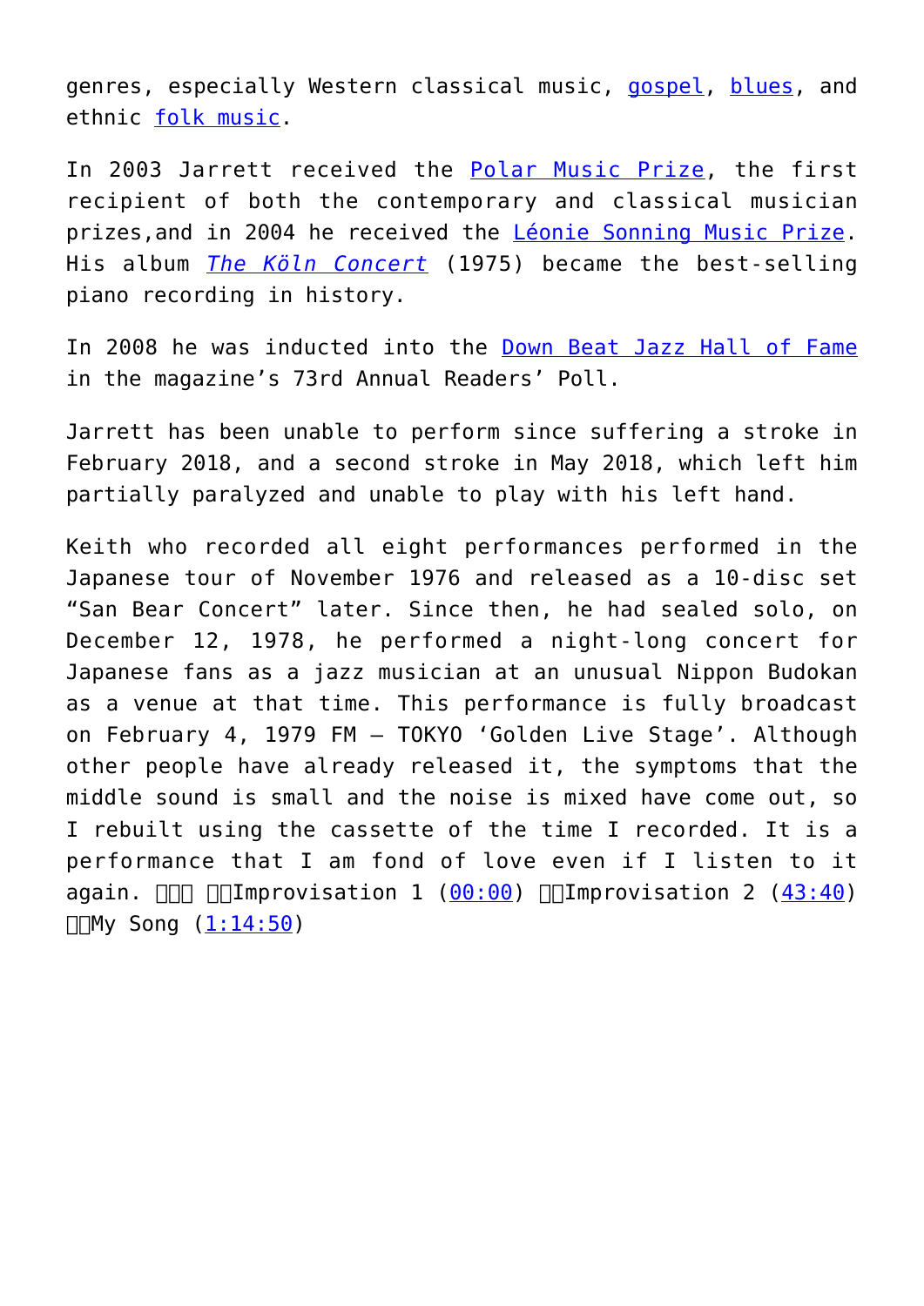genres, especially Western classical music, gospel, blues, and ethnic folk music.

In 2003 Jarrett received the Polar Music Prize, the first recipient of both the contemporary and classical musician prizes,and in 2004 he received the Léonie Sonning Music Prize. His album *The Köln Concert* (1975) became the best-selling piano recording in history.

In 2008 he was inducted into the Down Beat Jazz Hall of Fame in the magazine's 73rd Annual Readers' Poll.

Jarrett has been unable to perform since suffering a stroke in February 2018, and a second stroke in May 2018, which left him partially paralyzed and unable to play with his left hand.

Keith who recorded all eight performances performed in the Japanese tour of November 1976 and released as a 10-disc set "San Bear Concert" later. Since then, he had sealed solo, on December 12, 1978, he performed a night-long concert for Japanese fans as a jazz musician at an unusual Nippon Budokan as a venue at that time. This performance is fully broadcast on February 4, 1979 FM – TOKYO 'Golden Live Stage'. Although other people have already released it, the symptoms that the middle sound is small and the noise is mixed have come out, so I rebuilt using the cassette of the time I recorded. It is a performance that I am fond of love even if I listen to it again. Improvisation 1 (00:00) Improvisation 2 (43:40) My Song (1:14:50)